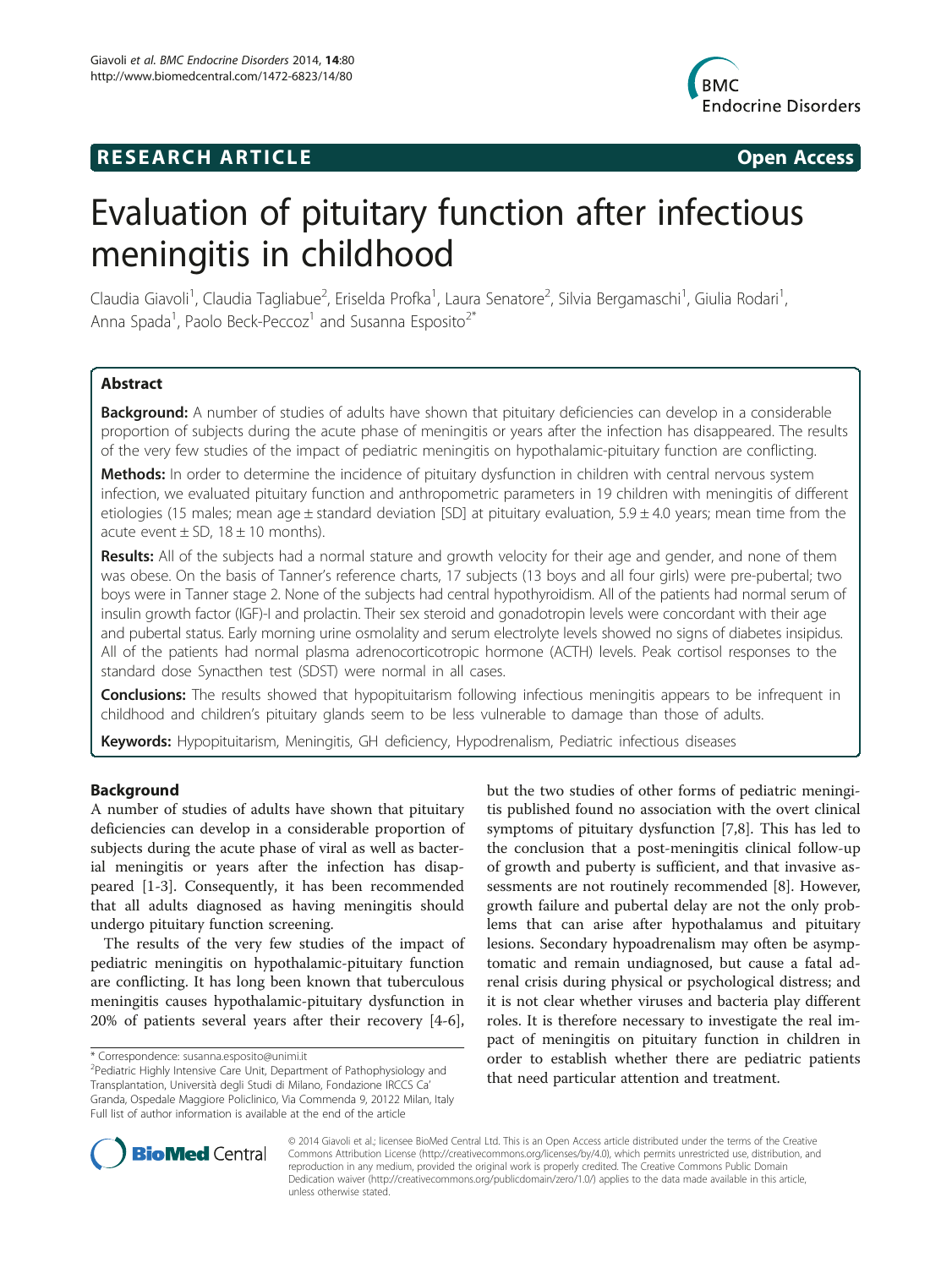**RESEARCH ARTICLE** **Open Access**

# Evaluation of pituitary function after infectious meningitis in childhood

Claudia Giavoli[1], Claudia Tagliabue[2], Eriselda Profka[1], Laura Senatore[2], Silvia Bergamaschi[1], Giulia Rodari[1], Anna Spada[1], Paolo Beck-Peccoz[1] and Susanna Esposito[2*]

## Abstract

**Background:** A number of studies of adults have shown that pituitary deficiencies can develop in a considerable proportion of subjects during the acute phase of meningitis or years after the infection has disappeared. The results of the very few studies of the impact of pediatric meningitis on hypothalamic-pituitary function are conflicting.

**Methods:** In order to determine the incidence of pituitary dysfunction in children with central nervous system infection, we evaluated pituitary function and anthropometric parameters in 19 children with meningitis of different etiologies (15 males; mean age ± standard deviation [SD] at pituitary evaluation, 5.9 ± 4.0 years; mean time from the acute event ± SD, 18 ± 10 months).

**Results:** All of the subjects had a normal stature and growth velocity for their age and gender, and none of them was obese. On the basis of Tanner's reference charts, 17 subjects (13 boys and all four girls) were pre-pubertal; two boys were in Tanner stage 2. None of the subjects had central hypothyroidism. All of the patients had normal serum of insulin growth factor (IGF)-I and prolactin. Their sex steroid and gonadotropin levels were concordant with their age and pubertal status. Early morning urine osmolality and serum electrolyte levels showed no signs of diabetes insipidus. All of the patients had normal plasma adrenocorticotropic hormone (ACTH) levels. Peak cortisol responses to the standard dose Synacthen test (SDST) were normal in all cases.

**Conclusions:** The results showed that hypopituitarism following infectious meningitis appears to be infrequent in childhood and children's pituitary glands seem to be less vulnerable to damage than those of adults.

**Keywords:** Hypopituitarism, Meningitis, GH deficiency, Hypodrenalism, Pediatric infectious diseases

## Background

A number of studies of adults have shown that pituitary deficiencies can develop in a considerable proportion of subjects during the acute phase of viral as well as bacterial meningitis or years after the infection has disappeared [1-3]. Consequently, it has been recommended that all adults diagnosed as having meningitis should undergo pituitary function screening.

The results of the very few studies of the impact of pediatric meningitis on hypothalamic-pituitary function are conflicting. It has long been known that tuberculous meningitis causes hypothalamic-pituitary dysfunction in 20% of patients several years after their recovery [4-6], but the two studies of other forms of pediatric meningitis published found no association with the overt clinical symptoms of pituitary dysfunction [7,8]. This has led to the conclusion that a post-meningitis clinical follow-up of growth and puberty is sufficient, and that invasive assessments are not routinely recommended [8]. However, growth failure and pubertal delay are not the only problems that can arise after hypothalamus and pituitary lesions. Secondary hypoadrenalism may often be asymptomatic and remain undiagnosed, but cause a fatal adrenal crisis during physical or psychological distress; and it is not clear whether viruses and bacteria play different roles. It is therefore necessary to investigate the real impact of meningitis on pituitary function in children in order to establish whether there are pediatric patients that need particular attention and treatment.

\* Correspondence: susanna.esposito@unimi.it
[2]Pediatric Highly Intensive Care Unit, Department of Pathophysiology and Transplantation, Università degli Studi di Milano, Fondazione IRCCS Ca' Granda, Ospedale Maggiore Policlinico, Via Commenda 9, 20122 Milan, Italy
Full list of author information is available at the end of the article

© 2014 Giavoli et al.; licensee BioMed Central Ltd. This is an Open Access article distributed under the terms of the Creative Commons Attribution License (http://creativecommons.org/licenses/by/4.0), which permits unrestricted use, distribution, and reproduction in any medium, provided the original work is properly credited. The Creative Commons Public Domain Dedication waiver (http://creativecommons.org/publicdomain/zero/1.0/) applies to the data made available in this article, unless otherwise stated.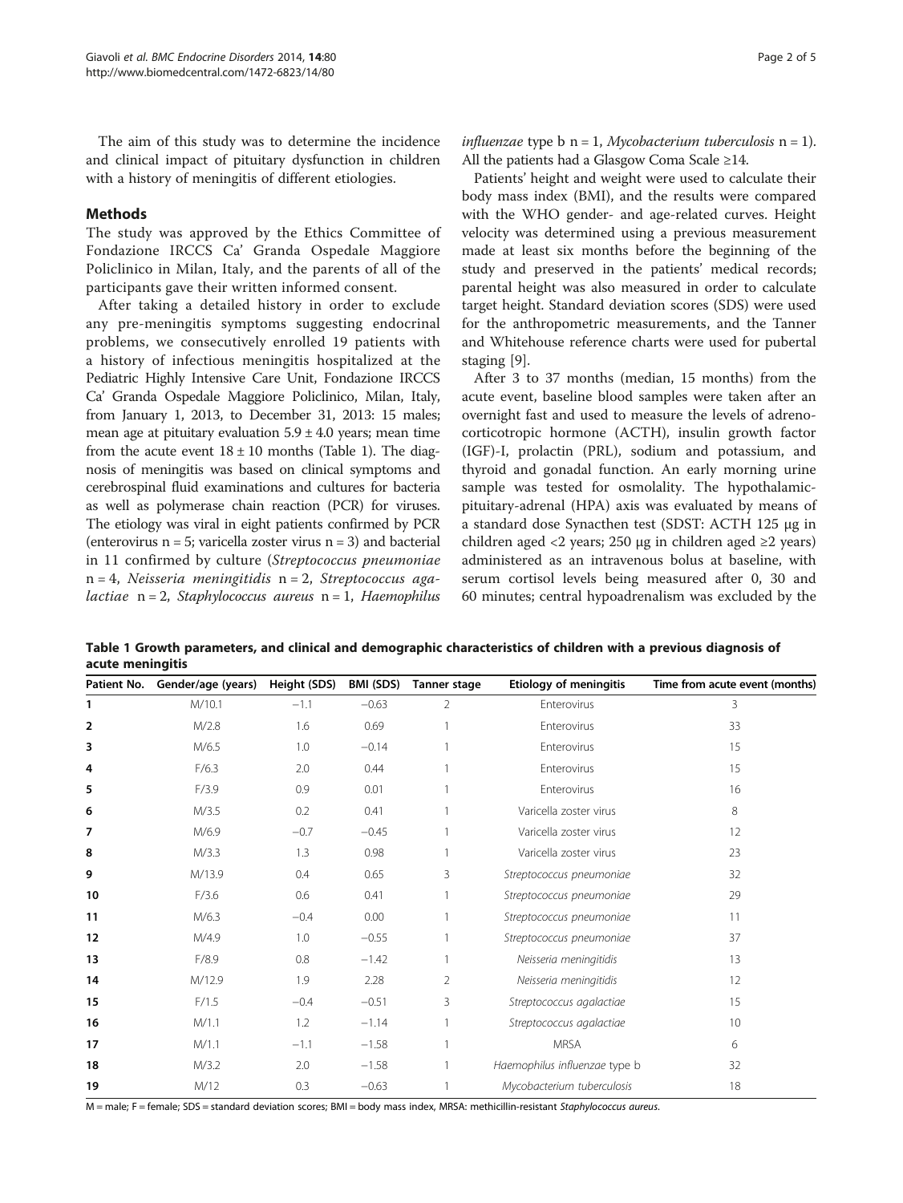The aim of this study was to determine the incidence and clinical impact of pituitary dysfunction in children with a history of meningitis of different etiologies.

## Methods

The study was approved by the Ethics Committee of Fondazione IRCCS Ca' Granda Ospedale Maggiore Policlinico in Milan, Italy, and the parents of all of the participants gave their written informed consent.

After taking a detailed history in order to exclude any pre-meningitis symptoms suggesting endocrinal problems, we consecutively enrolled 19 patients with a history of infectious meningitis hospitalized at the Pediatric Highly Intensive Care Unit, Fondazione IRCCS Ca' Granda Ospedale Maggiore Policlinico, Milan, Italy, from January 1, 2013, to December 31, 2013: 15 males; mean age at pituitary evaluation 5.9 ± 4.0 years; mean time from the acute event 18 ± 10 months (Table 1). The diagnosis of meningitis was based on clinical symptoms and cerebrospinal fluid examinations and cultures for bacteria as well as polymerase chain reaction (PCR) for viruses. The etiology was viral in eight patients confirmed by PCR (enterovirus n = 5; varicella zoster virus n = 3) and bacterial in 11 confirmed by culture (*Streptococcus pneumoniae* n = 4, *Neisseria meningitidis* n = 2, *Streptococcus agalactiae* n = 2, *Staphylococcus aureus* n = 1, *Haemophilus influenzae* type b n = 1, *Mycobacterium tuberculosis* n = 1). All the patients had a Glasgow Coma Scale ≥14.

Patients' height and weight were used to calculate their body mass index (BMI), and the results were compared with the WHO gender- and age-related curves. Height velocity was determined using a previous measurement made at least six months before the beginning of the study and preserved in the patients' medical records; parental height was also measured in order to calculate target height. Standard deviation scores (SDS) were used for the anthropometric measurements, and the Tanner and Whitehouse reference charts were used for pubertal staging [9].

After 3 to 37 months (median, 15 months) from the acute event, baseline blood samples were taken after an overnight fast and used to measure the levels of adrenocorticotropic hormone (ACTH), insulin growth factor (IGF)-I, prolactin (PRL), sodium and potassium, and thyroid and gonadal function. An early morning urine sample was tested for osmolality. The hypothalamic-pituitary-adrenal (HPA) axis was evaluated by means of a standard dose Synacthen test (SDST: ACTH 125 μg in children aged <2 years; 250 μg in children aged ≥2 years) administered as an intravenous bolus at baseline, with serum cortisol levels being measured after 0, 30 and 60 minutes; central hypoadrenalism was excluded by the

**Table 1 Growth parameters, and clinical and demographic characteristics of children with a previous diagnosis of acute meningitis**

| Patient No. | Gender/age (years) | Height (SDS) | BMI (SDS) | Tanner stage | Etiology of meningitis | Time from acute event (months) |
|---|---|---|---|---|---|---|
| 1 | M/10.1 | −1.1 | −0.63 | 2 | Enterovirus | 3 |
| 2 | M/2.8 | 1.6 | 0.69 | 1 | Enterovirus | 33 |
| 3 | M/6.5 | 1.0 | −0.14 | 1 | Enterovirus | 15 |
| 4 | F/6.3 | 2.0 | 0.44 | 1 | Enterovirus | 15 |
| 5 | F/3.9 | 0.9 | 0.01 | 1 | Enterovirus | 16 |
| 6 | M/3.5 | 0.2 | 0.41 | 1 | Varicella zoster virus | 8 |
| 7 | M/6.9 | −0.7 | −0.45 | 1 | Varicella zoster virus | 12 |
| 8 | M/3.3 | 1.3 | 0.98 | 1 | Varicella zoster virus | 23 |
| 9 | M/13.9 | 0.4 | 0.65 | 3 | *Streptococcus pneumoniae* | 32 |
| 10 | F/3.6 | 0.6 | 0.41 | 1 | *Streptococcus pneumoniae* | 29 |
| 11 | M/6.3 | −0.4 | 0.00 | 1 | *Streptococcus pneumoniae* | 11 |
| 12 | M/4.9 | 1.0 | −0.55 | 1 | *Streptococcus pneumoniae* | 37 |
| 13 | F/8.9 | 0.8 | −1.42 | 1 | *Neisseria meningitidis* | 13 |
| 14 | M/12.9 | 1.9 | 2.28 | 2 | *Neisseria meningitidis* | 12 |
| 15 | F/1.5 | −0.4 | −0.51 | 3 | *Streptococcus agalactiae* | 15 |
| 16 | M/1.1 | 1.2 | −1.14 | 1 | *Streptococcus agalactiae* | 10 |
| 17 | M/1.1 | −1.1 | −1.58 | 1 | MRSA | 6 |
| 18 | M/3.2 | 2.0 | −1.58 | 1 | *Haemophilus influenzae* type b | 32 |
| 19 | M/12 | 0.3 | −0.63 | 1 | *Mycobacterium tuberculosis* | 18 |

M = male; F = female; SDS = standard deviation scores; BMI = body mass index, MRSA: methicillin-resistant *Staphylococcus aureus*.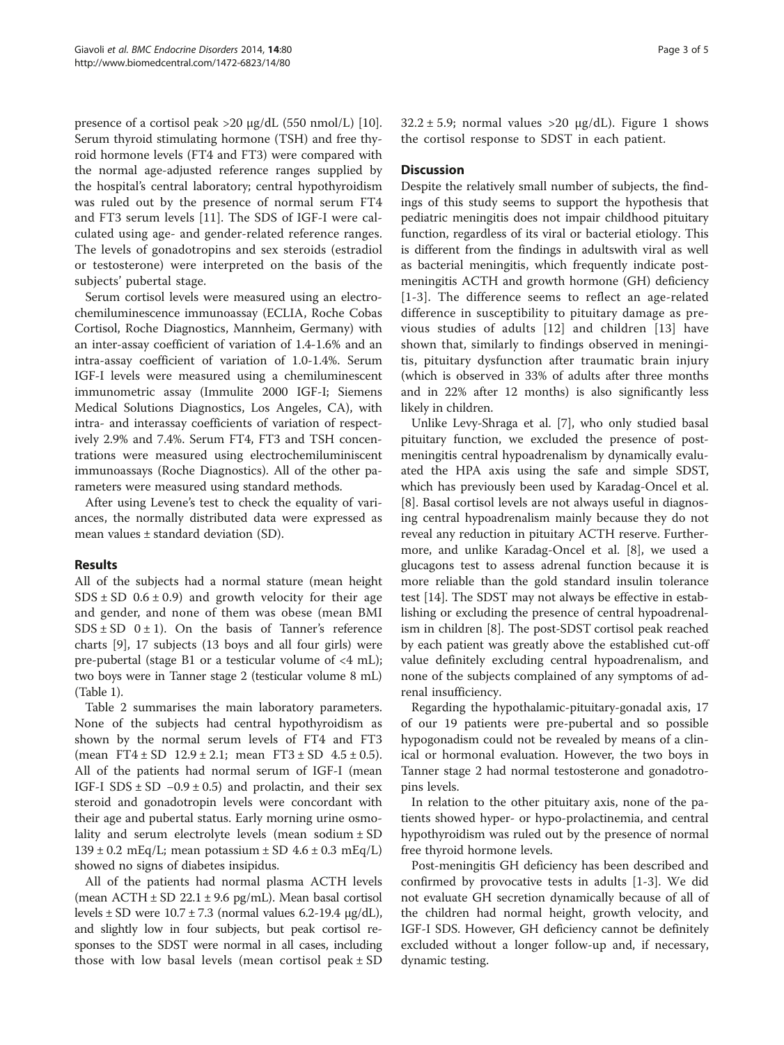presence of a cortisol peak >20 μg/dL (550 nmol/L) [10]. Serum thyroid stimulating hormone (TSH) and free thyroid hormone levels (FT4 and FT3) were compared with the normal age-adjusted reference ranges supplied by the hospital's central laboratory; central hypothyroidism was ruled out by the presence of normal serum FT4 and FT3 serum levels [11]. The SDS of IGF-I were calculated using age- and gender-related reference ranges. The levels of gonadotropins and sex steroids (estradiol or testosterone) were interpreted on the basis of the subjects' pubertal stage.

Serum cortisol levels were measured using an electrochemiluminescence immunoassay (ECLIA, Roche Cobas Cortisol, Roche Diagnostics, Mannheim, Germany) with an inter-assay coefficient of variation of 1.4-1.6% and an intra-assay coefficient of variation of 1.0-1.4%. Serum IGF-I levels were measured using a chemiluminescent immunometric assay (Immulite 2000 IGF-I; Siemens Medical Solutions Diagnostics, Los Angeles, CA), with intra- and interassay coefficients of variation of respectively 2.9% and 7.4%. Serum FT4, FT3 and TSH concentrations were measured using electrochemiluminiscent immunoassays (Roche Diagnostics). All of the other parameters were measured using standard methods.

After using Levene's test to check the equality of variances, the normally distributed data were expressed as mean values ± standard deviation (SD).

## Results

All of the subjects had a normal stature (mean height SDS ± SD 0.6 ± 0.9) and growth velocity for their age and gender, and none of them was obese (mean BMI SDS ± SD 0 ± 1). On the basis of Tanner's reference charts [9], 17 subjects (13 boys and all four girls) were pre-pubertal (stage B1 or a testicular volume of <4 mL); two boys were in Tanner stage 2 (testicular volume 8 mL) (Table 1).

Table 2 summarises the main laboratory parameters. None of the subjects had central hypothyroidism as shown by the normal serum levels of FT4 and FT3 (mean FT4 ± SD 12.9 ± 2.1; mean FT3 ± SD 4.5 ± 0.5). All of the patients had normal serum of IGF-I (mean IGF-I SDS ± SD −0.9 ± 0.5) and prolactin, and their sex steroid and gonadotropin levels were concordant with their age and pubertal status. Early morning urine osmolality and serum electrolyte levels (mean sodium ± SD 139 ± 0.2 mEq/L; mean potassium ± SD 4.6 ± 0.3 mEq/L) showed no signs of diabetes insipidus.

All of the patients had normal plasma ACTH levels (mean ACTH ± SD 22.1 ± 9.6 pg/mL). Mean basal cortisol levels ± SD were 10.7 ± 7.3 (normal values 6.2-19.4 μg/dL), and slightly low in four subjects, but peak cortisol responses to the SDST were normal in all cases, including those with low basal levels (mean cortisol peak ± SD 32.2 ± 5.9; normal values >20 μg/dL). Figure 1 shows the cortisol response to SDST in each patient.

## Discussion

Despite the relatively small number of subjects, the findings of this study seems to support the hypothesis that pediatric meningitis does not impair childhood pituitary function, regardless of its viral or bacterial etiology. This is different from the findings in adultswith viral as well as bacterial meningitis, which frequently indicate post-meningitis ACTH and growth hormone (GH) deficiency [1-3]. The difference seems to reflect an age-related difference in susceptibility to pituitary damage as previous studies of adults [12] and children [13] have shown that, similarly to findings observed in meningitis, pituitary dysfunction after traumatic brain injury (which is observed in 33% of adults after three months and in 22% after 12 months) is also significantly less likely in children.

Unlike Levy-Shraga et al. [7], who only studied basal pituitary function, we excluded the presence of post-meningitis central hypoadrenalism by dynamically evaluated the HPA axis using the safe and simple SDST, which has previously been used by Karadag-Oncel et al. [8]. Basal cortisol levels are not always useful in diagnosing central hypoadrenalism mainly because they do not reveal any reduction in pituitary ACTH reserve. Furthermore, and unlike Karadag-Oncel et al. [8], we used a glucagons test to assess adrenal function because it is more reliable than the gold standard insulin tolerance test [14]. The SDST may not always be effective in establishing or excluding the presence of central hypoadrenalism in children [8]. The post-SDST cortisol peak reached by each patient was greatly above the established cut-off value definitely excluding central hypoadrenalism, and none of the subjects complained of any symptoms of adrenal insufficiency.

Regarding the hypothalamic-pituitary-gonadal axis, 17 of our 19 patients were pre-pubertal and so possible hypogonadism could not be revealed by means of a clinical or hormonal evaluation. However, the two boys in Tanner stage 2 had normal testosterone and gonadotropins levels.

In relation to the other pituitary axis, none of the patients showed hyper- or hypo-prolactinemia, and central hypothyroidism was ruled out by the presence of normal free thyroid hormone levels.

Post-meningitis GH deficiency has been described and confirmed by provocative tests in adults [1-3]. We did not evaluate GH secretion dynamically because of all of the children had normal height, growth velocity, and IGF-I SDS. However, GH deficiency cannot be definitely excluded without a longer follow-up and, if necessary, dynamic testing.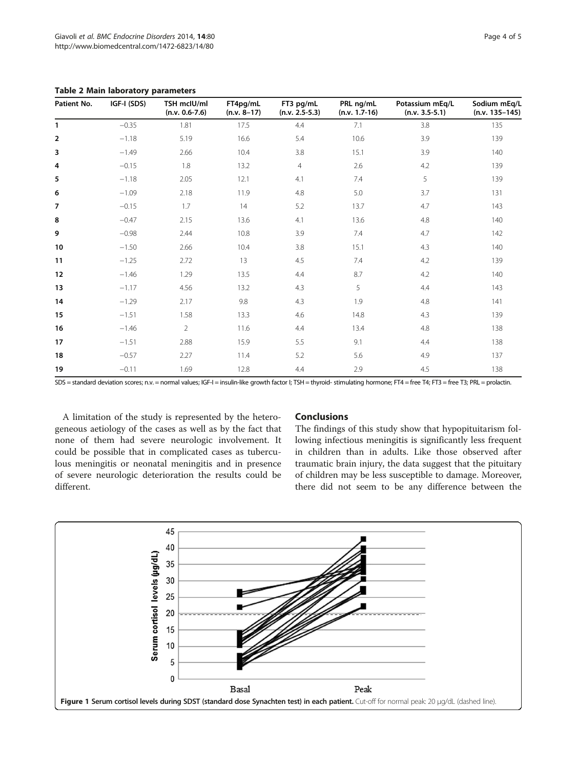**Table 2 Main laboratory parameters**

| Patient No. | IGF-I (SDS) | TSH mcIU/ml (n.v. 0.6-7.6) | FT4pg/mL (n.v. 8–17) | FT3 pg/mL (n.v. 2.5-5.3) | PRL ng/mL (n.v. 1.7-16) | Potassium mEq/L (n.v. 3.5-5.1) | Sodium mEq/L (n.v. 135–145) |
|---|---|---|---|---|---|---|---|
| **1** | −0.35 | 1.81 | 17.5 | 4.4 | 7.1 | 3.8 | 135 |
| **2** | −1.18 | 5.19 | 16.6 | 5.4 | 10.6 | 3.9 | 139 |
| **3** | −1.49 | 2.66 | 10.4 | 3.8 | 15.1 | 3.9 | 140 |
| **4** | −0.15 | 1.8 | 13.2 | 4 | 2.6 | 4.2 | 139 |
| **5** | −1.18 | 2.05 | 12.1 | 4.1 | 7.4 | 5 | 139 |
| **6** | −1.09 | 2.18 | 11.9 | 4.8 | 5.0 | 3.7 | 131 |
| **7** | −0.15 | 1.7 | 14 | 5.2 | 13.7 | 4.7 | 143 |
| **8** | −0.47 | 2.15 | 13.6 | 4.1 | 13.6 | 4.8 | 140 |
| **9** | −0.98 | 2.44 | 10.8 | 3.9 | 7.4 | 4.7 | 142 |
| **10** | −1.50 | 2.66 | 10.4 | 3.8 | 15.1 | 4.3 | 140 |
| **11** | −1.25 | 2.72 | 13 | 4.5 | 7.4 | 4.2 | 139 |
| **12** | −1.46 | 1.29 | 13.5 | 4.4 | 8.7 | 4.2 | 140 |
| **13** | −1.17 | 4.56 | 13.2 | 4.3 | 5 | 4.4 | 143 |
| **14** | −1.29 | 2.17 | 9.8 | 4.3 | 1.9 | 4.8 | 141 |
| **15** | −1.51 | 1.58 | 13.3 | 4.6 | 14.8 | 4.3 | 139 |
| **16** | −1.46 | 2 | 11.6 | 4.4 | 13.4 | 4.8 | 138 |
| **17** | −1.51 | 2.88 | 15.9 | 5.5 | 9.1 | 4.4 | 138 |
| **18** | −0.57 | 2.27 | 11.4 | 5.2 | 5.6 | 4.9 | 137 |
| **19** | −0.11 | 1.69 | 12.8 | 4.4 | 2.9 | 4.5 | 138 |

SDS = standard deviation scores; n.v. = normal values; IGF-I = insulin-like growth factor I; TSH = thyroid- stimulating hormone; FT4 = free T4; FT3 = free T3; PRL = prolactin.

A limitation of the study is represented by the heterogeneous aetiology of the cases as well as by the fact that none of them had severe neurologic involvement. It could be possible that in complicated cases as tuberculous meningitis or neonatal meningitis and in presence of severe neurologic deterioration the results could be different.

## Conclusions

The findings of this study show that hypopituitarism following infectious meningitis is significantly less frequent in children than in adults. Like those observed after traumatic brain injury, the data suggest that the pituitary of children may be less susceptible to damage. Moreover, there did not seem to be any difference between the

**Figure 1 Serum cortisol levels during SDST (standard dose Synachten test) in each patient.** Cut-off for normal peak: 20 μg/dL (dashed line).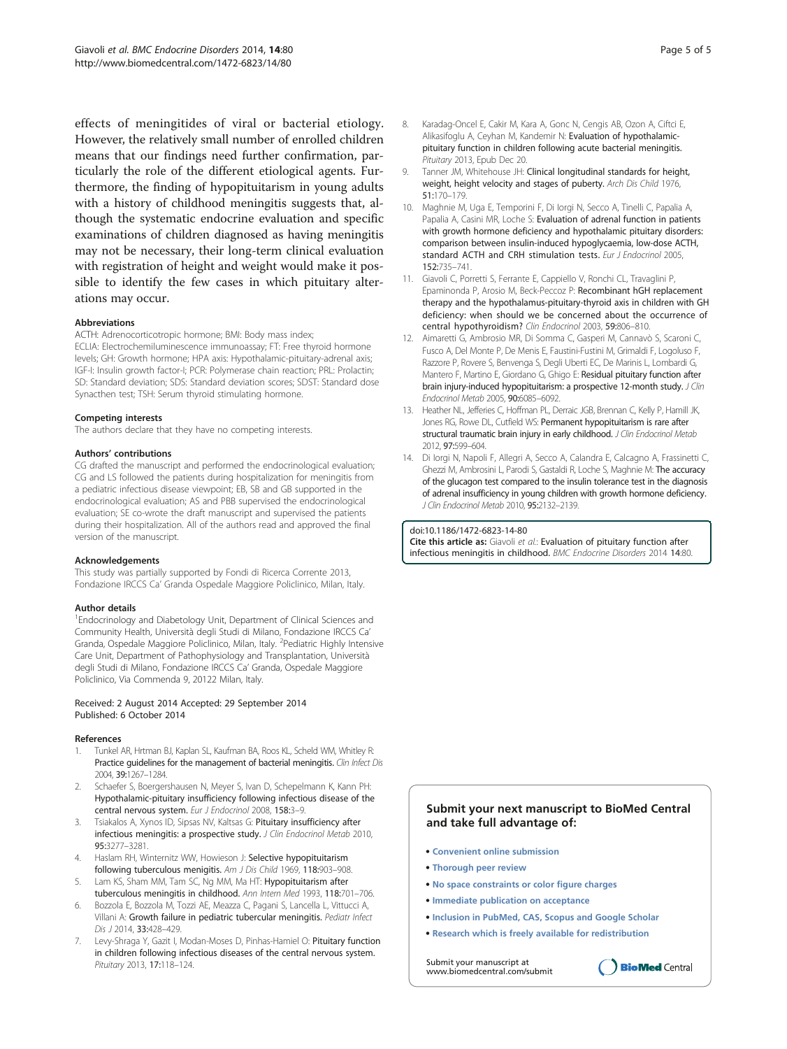effects of meningitides of viral or bacterial etiology. However, the relatively small number of enrolled children means that our findings need further confirmation, particularly the role of the different etiological agents. Furthermore, the finding of hypopituitarism in young adults with a history of childhood meningitis suggests that, although the systematic endocrine evaluation and specific examinations of children diagnosed as having meningitis may not be necessary, their long-term clinical evaluation with registration of height and weight would make it possible to identify the few cases in which pituitary alterations may occur.

### Abbreviations

ACTH: Adrenocorticotropic hormone; BMI: Body mass index; ECLIA: Electrochemiluminescence immunoassay; FT: Free thyroid hormone levels; GH: Growth hormone; HPA axis: Hypothalamic-pituitary-adrenal axis; IGF-I: Insulin growth factor-I; PCR: Polymerase chain reaction; PRL: Prolactin; SD: Standard deviation; SDS: Standard deviation scores; SDST: Standard dose Synacthen test; TSH: Serum thyroid stimulating hormone.

### Competing interests

The authors declare that they have no competing interests.

### Authors' contributions

CG drafted the manuscript and performed the endocrinological evaluation; CG and LS followed the patients during hospitalization for meningitis from a pediatric infectious disease viewpoint; EB, SB and GB supported in the endocrinological evaluation; AS and PBB supervised the endocrinological evaluation; SE co-wrote the draft manuscript and supervised the patients during their hospitalization. All of the authors read and approved the final version of the manuscript.

### Acknowledgements

This study was partially supported by Fondi di Ricerca Corrente 2013, Fondazione IRCCS Ca' Granda Ospedale Maggiore Policlinico, Milan, Italy.

### Author details

[1]Endocrinology and Diabetology Unit, Department of Clinical Sciences and Community Health, Università degli Studi di Milano, Fondazione IRCCS Ca' Granda, Ospedale Maggiore Policlinico, Milan, Italy. [2]Pediatric Highly Intensive Care Unit, Department of Pathophysiology and Transplantation, Università degli Studi di Milano, Fondazione IRCCS Ca' Granda, Ospedale Maggiore Policlinico, Via Commenda 9, 20122 Milan, Italy.

Received: 2 August 2014 Accepted: 29 September 2014
Published: 6 October 2014

### References

1. Tunkel AR, Hrtman BJ, Kaplan SL, Kaufman BA, Roos KL, Scheld WM, Whitley R: **Practice guidelines for the management of bacterial meningitis.** *Clin Infect Dis* 2004, **39:**1267–1284.
2. Schaefer S, Boergershausen N, Meyer S, Ivan D, Schepelmann K, Kann PH: **Hypothalamic-pituitary insufficiency following infectious disease of the central nervous system.** *Eur J Endocrinol* 2008, **158:**3–9.
3. Tsiakalos A, Xynos ID, Sipsas NV, Kaltsas G: **Pituitary insufficiency after infectious meningitis: a prospective study.** *J Clin Endocrinol Metab* 2010, **95:**3277–3281.
4. Haslam RH, Winternitz WW, Howieson J: **Selective hypopituitarism following tuberculous menigitis.** *Am J Dis Child* 1969, **118:**903–908.
5. Lam KS, Sham MM, Tam SC, Ng MM, Ma HT: **Hypopituitarism after tuberculous meningitis in childhood.** *Ann Intern Med* 1993, **118:**701–706.
6. Bozzola E, Bozzola M, Tozzi AE, Meazza C, Pagani S, Lancella L, Vittucci A, Villani A: **Growth failure in pediatric tubercular meningitis.** *Pediatr Infect Dis J* 2014, **33:**428–429.
7. Levy-Shraga Y, Gazit I, Modan-Moses D, Pinhas-Hamiel O: **Pituitary function in children following infectious diseases of the central nervous system.** *Pituitary* 2013, **17:**118–124.
8. Karadag-Oncel E, Cakir M, Kara A, Gonc N, Cengis AB, Ozon A, Ciftci E, Alikasifoglu A, Ceyhan M, Kandemir N: **Evaluation of hypothalamic-pituitary function in children following acute bacterial meningitis.** *Pituitary* 2013, Epub Dec 20.
9. Tanner JM, Whitehouse JH: **Clinical longitudinal standards for height, weight, height velocity and stages of puberty.** *Arch Dis Child* 1976, **51:**170–179.
10. Maghnie M, Uga E, Temporini F, Di Iorgi N, Secco A, Tinelli C, Papalia A, Papalia A, Casini MR, Loche S: **Evaluation of adrenal function in patients with growth hormone deficiency and hypothalamic pituitary disorders: comparison between insulin-induced hypoglycaemia, low-dose ACTH, standard ACTH and CRH stimulation tests.** *Eur J Endocrinol* 2005, **152:**735–741.
11. Giavoli C, Porretti S, Ferrante E, Cappiello V, Ronchi CL, Travaglini P, Epaminonda P, Arosio M, Beck-Peccoz P: **Recombinant hGH replacement therapy and the hypothalamus-pituitary-thyroid axis in children with GH deficiency: when should we be concerned about the occurrence of central hypothyroidism?** *Clin Endocrinol* 2003, **59:**806–810.
12. Aimaretti G, Ambrosio MR, Di Somma C, Gasperi M, Cannavò S, Scaroni C, Fusco A, Del Monte P, De Menis E, Faustini-Fustini M, Grimaldi F, Logoluso F, Razzore P, Rovere S, Benvenga S, Degli Uberti EC, De Marinis L, Lombardi G, Mantero F, Martino E, Giordano G, Ghigo E: **Residual pituitary function after brain injury-induced hypopituitarism: a prospective 12-month study.** *J Clin Endocrinol Metab* 2005, **90:**6085–6092.
13. Heather NL, Jefferies C, Hoffman PL, Derraic JGB, Brennan C, Kelly P, Hamill JK, Jones RG, Rowe DL, Cutfield WS: **Permanent hypopituitarism is rare after structural traumatic brain injury in early childhood.** *J Clin Endocrinol Metab* 2012, **97:**599–604.
14. Di Iorgi N, Napoli F, Allegri A, Secco A, Calandra E, Calcagno A, Frassinetti C, Ghezzi M, Ambrosini L, Parodi S, Gastaldi R, Loche S, Maghnie M: **The accuracy of the glucagon test compared to the insulin tolerance test in the diagnosis of adrenal insufficiency in young children with growth hormone deficiency.** *J Clin Endocrinol Metab* 2010, **95:**2132–2139.

doi:10.1186/1472-6823-14-80
**Cite this article as:** Giavoli *et al.*: Evaluation of pituitary function after infectious meningitis in childhood. *BMC Endocrine Disorders* 2014 **14**:80.